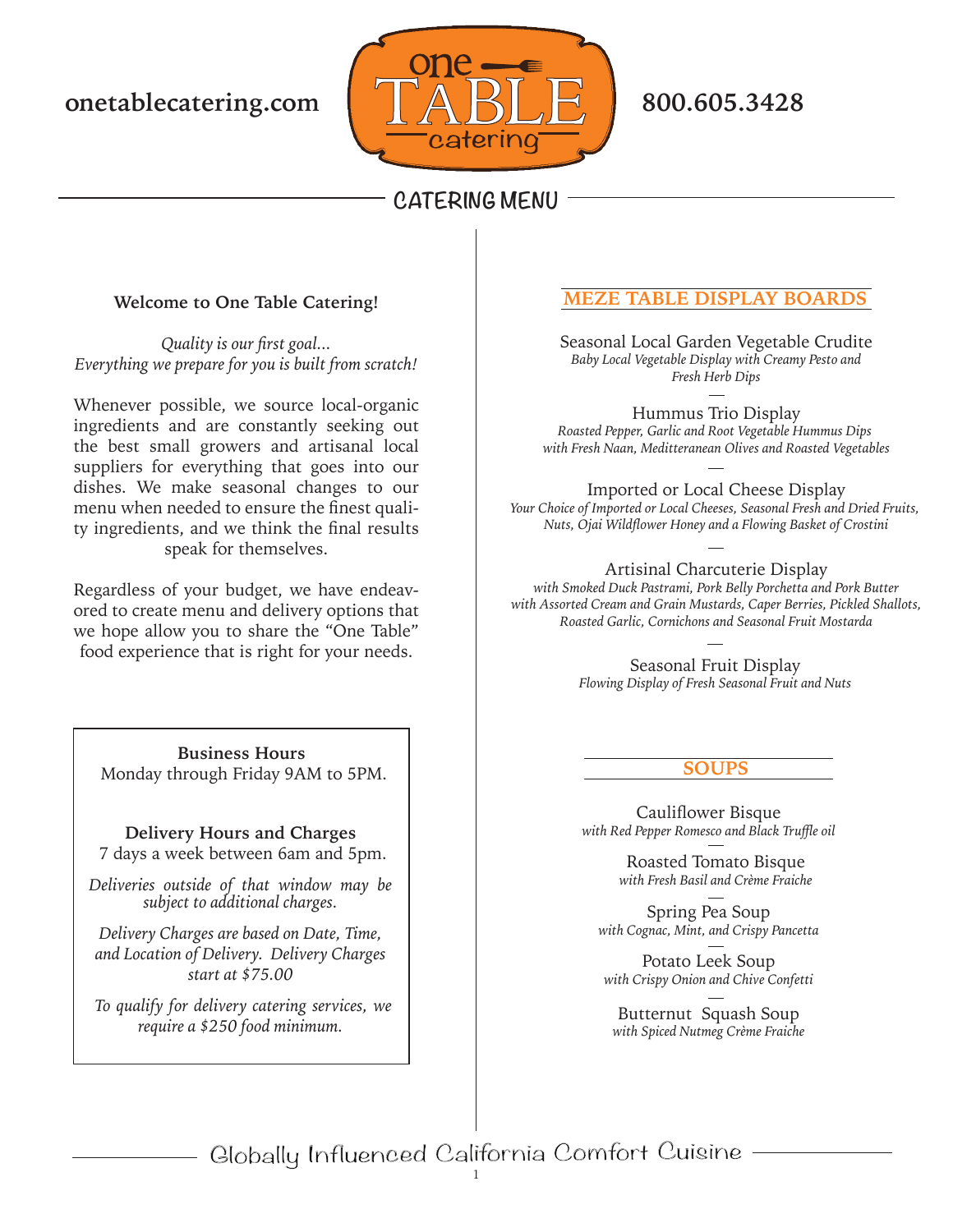onetablecatering.com

**one TABLE catering**

800.605.3428

# CATERING MENU

**Welcome to One Table Catering!**

*Quality is our first goal...*
*Everything we prepare for you is built from scratch!*

Whenever possible, we source local-organic ingredients and are constantly seeking out the best small growers and artisanal local suppliers for everything that goes into our dishes. We make seasonal changes to our menu when needed to ensure the finest quality ingredients, and we think the final results speak for themselves.

Regardless of your budget, we have endeavored to create menu and delivery options that we hope allow you to share the "One Table" food experience that is right for your needs.

**Business Hours**
Monday through Friday 9AM to 5PM.

**Delivery Hours and Charges**
7 days a week between 6am and 5pm.

*Deliveries outside of that window may be subject to additional charges.*

*Delivery Charges are based on Date, Time, and Location of Delivery. Delivery Charges start at $75.00*

*To qualify for delivery catering services, we require a $250 food minimum.*

## MEZE TABLE DISPLAY BOARDS

Seasonal Local Garden Vegetable Crudite
*Baby Local Vegetable Display with Creamy Pesto and Fresh Herb Dips*

Hummus Trio Display
*Roasted Pepper, Garlic and Root Vegetable Hummus Dips with Fresh Naan, Meditteranean Olives and Roasted Vegetables*

Imported or Local Cheese Display
*Your Choice of Imported or Local Cheeses, Seasonal Fresh and Dried Fruits, Nuts, Ojai Wildflower Honey and a Flowing Basket of Crostini*

Artisinal Charcuterie Display
*with Smoked Duck Pastrami, Pork Belly Porchetta and Pork Butter with Assorted Cream and Grain Mustards, Caper Berries, Pickled Shallots, Roasted Garlic, Cornichons and Seasonal Fruit Mostarda*

Seasonal Fruit Display
*Flowing Display of Fresh Seasonal Fruit and Nuts*

## SOUPS

Cauliflower Bisque
*with Red Pepper Romesco and Black Truffle oil*

Roasted Tomato Bisque
*with Fresh Basil and Crème Fraiche*

Spring Pea Soup
*with Cognac, Mint, and Crispy Pancetta*

Potato Leek Soup
*with Crispy Onion and Chive Confetti*

Butternut Squash Soup
*with Spiced Nutmeg Crème Fraiche*

Globally Influenced California Comfort Cuisine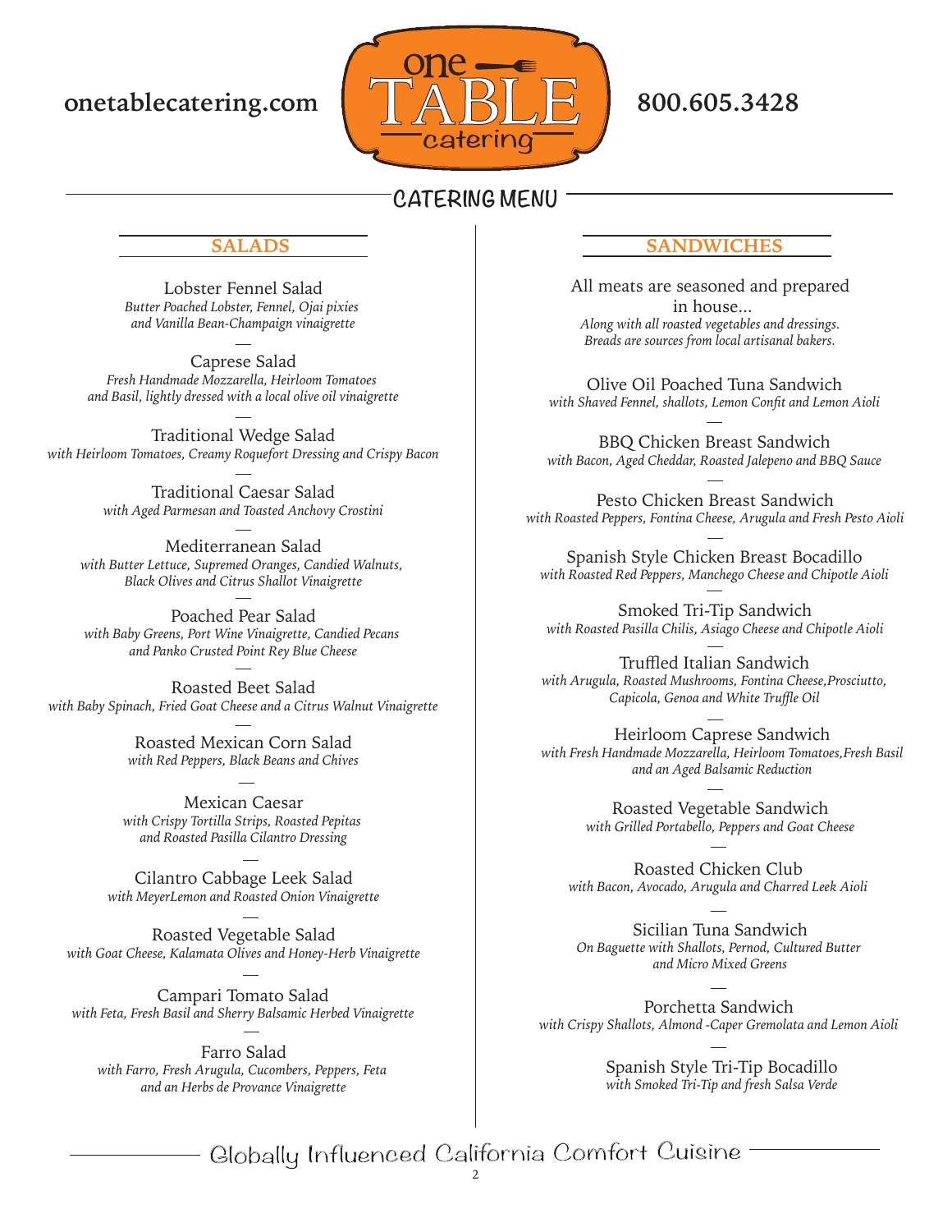onetablecatering.com

one TABLE catering

800.605.3428

# CATERING MENU

## SALADS

Lobster Fennel Salad
*Butter Poached Lobster, Fennel, Ojai pixies and Vanilla Bean-Champaign vinaigrette*

Caprese Salad
*Fresh Handmade Mozzarella, Heirloom Tomatoes and Basil, lightly dressed with a local olive oil vinaigrette*

Traditional Wedge Salad
*with Heirloom Tomatoes, Creamy Roquefort Dressing and Crispy Bacon*

Traditional Caesar Salad
*with Aged Parmesan and Toasted Anchovy Crostini*

Mediterranean Salad
*with Butter Lettuce, Supremed Oranges, Candied Walnuts, Black Olives and Citrus Shallot Vinaigrette*

Poached Pear Salad
*with Baby Greens, Port Wine Vinaigrette, Candied Pecans and Panko Crusted Point Rey Blue Cheese*

Roasted Beet Salad
*with Baby Spinach, Fried Goat Cheese and a Citrus Walnut Vinaigrette*

Roasted Mexican Corn Salad
*with Red Peppers, Black Beans and Chives*

Mexican Caesar
*with Crispy Tortilla Strips, Roasted Pepitas and Roasted Pasilla Cilantro Dressing*

Cilantro Cabbage Leek Salad
*with MeyerLemon and Roasted Onion Vinaigrette*

Roasted Vegetable Salad
*with Goat Cheese, Kalamata Olives and Honey-Herb Vinaigrette*

Campari Tomato Salad
*with Feta, Fresh Basil and Sherry Balsamic Herbed Vinaigrette*

Farro Salad
*with Farro, Fresh Arugula, Cucombers, Peppers, Feta and an Herbs de Provance Vinaigrette*

## SANDWICHES

All meats are seasoned and prepared in house...
*Along with all roasted vegetables and dressings. Breads are sources from local artisanal bakers.*

Olive Oil Poached Tuna Sandwich
*with Shaved Fennel, shallots, Lemon Confit and Lemon Aioli*

BBQ Chicken Breast Sandwich
*with Bacon, Aged Cheddar, Roasted Jalepeno and BBQ Sauce*

Pesto Chicken Breast Sandwich
*with Roasted Peppers, Fontina Cheese, Arugula and Fresh Pesto Aioli*

Spanish Style Chicken Breast Bocadillo
*with Roasted Red Peppers, Manchego Cheese and Chipotle Aioli*

Smoked Tri-Tip Sandwich
*with Roasted Pasilla Chilis, Asiago Cheese and Chipotle Aioli*

Truffled Italian Sandwich
*with Arugula, Roasted Mushrooms, Fontina Cheese,Prosciutto, Capicola, Genoa and White Truffle Oil*

Heirloom Caprese Sandwich
*with Fresh Handmade Mozzarella, Heirloom Tomatoes,Fresh Basil and an Aged Balsamic Reduction*

Roasted Vegetable Sandwich
*with Grilled Portabello, Peppers and Goat Cheese*

Roasted Chicken Club
*with Bacon, Avocado, Arugula and Charred Leek Aioli*

Sicilian Tuna Sandwich
*On Baguette with Shallots, Pernod, Cultured Butter and Micro Mixed Greens*

Porchetta Sandwich
*with Crispy Shallots, Almond -Caper Gremolata and Lemon Aioli*

Spanish Style Tri-Tip Bocadillo
*with Smoked Tri-Tip and fresh Salsa Verde*

Globally Influenced California Comfort Cuisine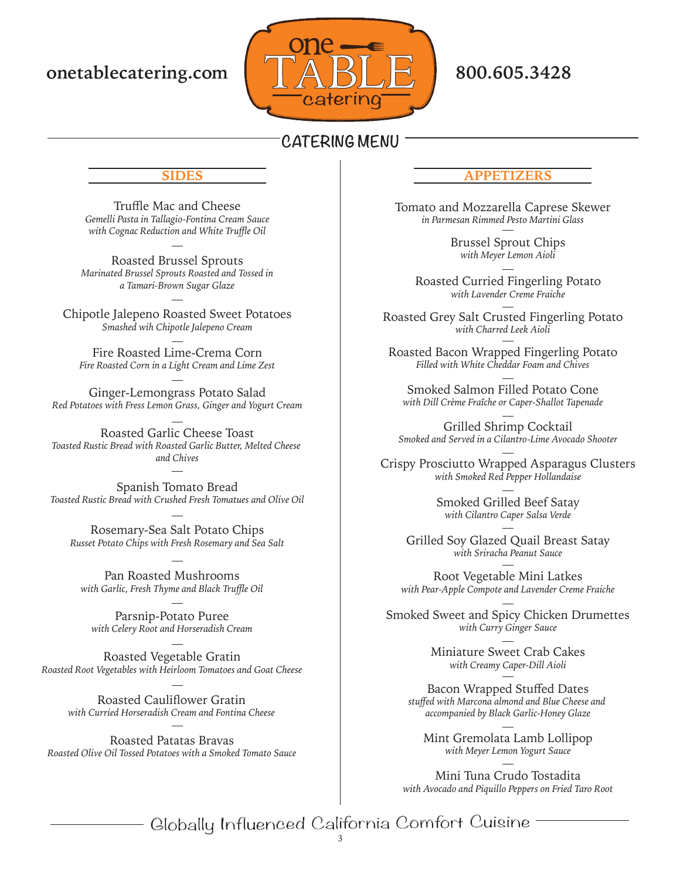onetablecatering.com

800.605.3428

# CATERING MENU

## SIDES

Truffle Mac and Cheese
*Gemelli Pasta in Tallagio-Fontina Cream Sauce with Cognac Reduction and White Truffle Oil*

Roasted Brussel Sprouts
*Marinated Brussel Sprouts Roasted and Tossed in a Tamari-Brown Sugar Glaze*

Chipotle Jalepeno Roasted Sweet Potatoes
*Smashed wih Chipotle Jalepeno Cream*

Fire Roasted Lime-Crema Corn
*Fire Roasted Corn in a Light Cream and Lime Zest*

Ginger-Lemongrass Potato Salad
*Red Potatoes with Fress Lemon Grass, Ginger and Yogurt Cream*

Roasted Garlic Cheese Toast
*Toasted Rustic Bread with Roasted Garlic Butter, Melted Cheese and Chives*

Spanish Tomato Bread
*Toasted Rustic Bread with Crushed Fresh Tomatues and Olive Oil*

Rosemary-Sea Salt Potato Chips
*Russet Potato Chips with Fresh Rosemary and Sea Salt*

Pan Roasted Mushrooms
*with Garlic, Fresh Thyme and Black Truffle Oil*

Parsnip-Potato Puree
*with Celery Root and Horseradish Cream*

Roasted Vegetable Gratin
*Roasted Root Vegetables with Heirloom Tomatoes and Goat Cheese*

Roasted Cauliflower Gratin
*with Curried Horseradish Cream and Fontina Cheese*

Roasted Patatas Bravas
*Roasted Olive Oil Tossed Potatoes with a Smoked Tomato Sauce*

## APPETIZERS

Tomato and Mozzarella Caprese Skewer
*in Parmesan Rimmed Pesto Martini Glass*

Brussel Sprout Chips
*with Meyer Lemon Aioli*

Roasted Curried Fingerling Potato
*with Lavender Creme Fraiche*

Roasted Grey Salt Crusted Fingerling Potato
*with Charred Leek Aioli*

Roasted Bacon Wrapped Fingerling Potato
*Filled with White Cheddar Foam and Chives*

Smoked Salmon Filled Potato Cone
*with Dill Crème Fraîche or Caper-Shallot Tapenade*

Grilled Shrimp Cocktail
*Smoked and Served in a Cilantro-Lime Avocado Shooter*

Crispy Prosciutto Wrapped Asparagus Clusters
*with Smoked Red Pepper Hollandaise*

Smoked Grilled Beef Satay
*with Cilantro Caper Salsa Verde*

Grilled Soy Glazed Quail Breast Satay
*with Sriracha Peanut Sauce*

Root Vegetable Mini Latkes
*with Pear-Apple Compote and Lavender Creme Fraiche*

Smoked Sweet and Spicy Chicken Drumettes
*with Curry Ginger Sauce*

Miniature Sweet Crab Cakes
*with Creamy Caper-Dill Aioli*

Bacon Wrapped Stuffed Dates
*stuffed with Marcona almond and Blue Cheese and accompanied by Black Garlic-Honey Glaze*

Mint Gremolata Lamb Lollipop
*with Meyer Lemon Yogurt Sauce*

Mini Tuna Crudo Tostadita
*with Avocado and Piquillo Peppers on Fried Taro Root*

Globally Influenced California Comfort Cuisine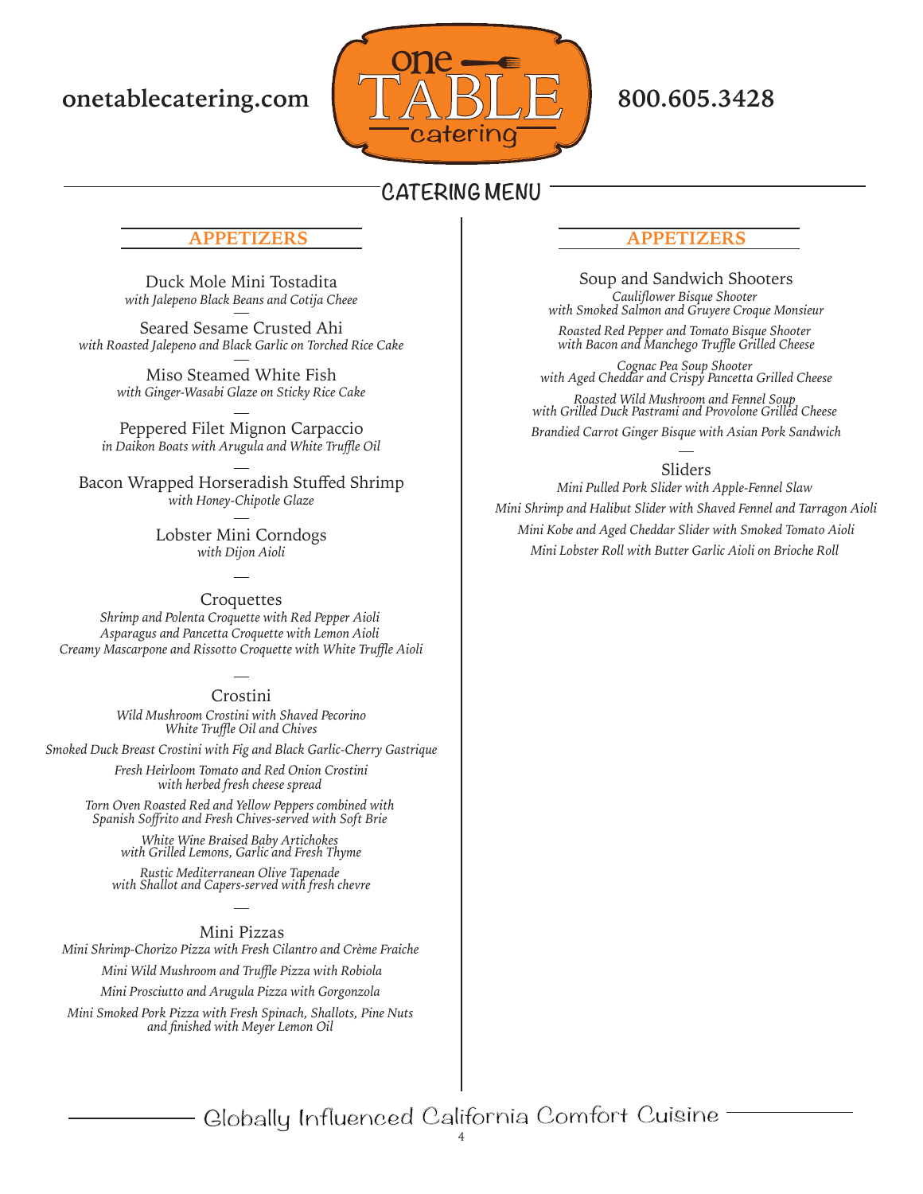onetablecatering.com

one TABLE catering

800.605.3428

# CATERING MENU

## APPETIZERS

Duck Mole Mini Tostadita
*with Jalepeno Black Beans and Cotija Cheee*

Seared Sesame Crusted Ahi
*with Roasted Jalepeno and Black Garlic on Torched Rice Cake*

Miso Steamed White Fish
*with Ginger-Wasabi Glaze on Sticky Rice Cake*

Peppered Filet Mignon Carpaccio
*in Daikon Boats with Arugula and White Truffle Oil*

Bacon Wrapped Horseradish Stuffed Shrimp
*with Honey-Chipotle Glaze*

Lobster Mini Corndogs
*with Dijon Aioli*

### Croquettes

*Shrimp and Polenta Croquette with Red Pepper Aioli*
*Asparagus and Pancetta Croquette with Lemon Aioli*
*Creamy Mascarpone and Rissotto Croquette with White Truffle Aioli*

### Crostini

*Wild Mushroom Crostini with Shaved Pecorino White Truffle Oil and Chives*

*Smoked Duck Breast Crostini with Fig and Black Garlic-Cherry Gastrique*

*Fresh Heirloom Tomato and Red Onion Crostini with herbed fresh cheese spread*

*Torn Oven Roasted Red and Yellow Peppers combined with Spanish Soffrito and Fresh Chives-served with Soft Brie*

*White Wine Braised Baby Artichokes with Grilled Lemons, Garlic and Fresh Thyme*

*Rustic Mediterranean Olive Tapenade with Shallot and Capers-served with fresh chevre*

### Mini Pizzas

*Mini Shrimp-Chorizo Pizza with Fresh Cilantro and Crème Fraiche*

*Mini Wild Mushroom and Truffle Pizza with Robiola*

*Mini Prosciutto and Arugula Pizza with Gorgonzola*

*Mini Smoked Pork Pizza with Fresh Spinach, Shallots, Pine Nuts and finished with Meyer Lemon Oil*

## APPETIZERS

### Soup and Sandwich Shooters

*Cauliflower Bisque Shooter with Smoked Salmon and Gruyere Croque Monsieur*

*Roasted Red Pepper and Tomato Bisque Shooter with Bacon and Manchego Truffle Grilled Cheese*

*Cognac Pea Soup Shooter with Aged Cheddar and Crispy Pancetta Grilled Cheese*

*Roasted Wild Mushroom and Fennel Soup with Grilled Duck Pastrami and Provolone Grilled Cheese*

*Brandied Carrot Ginger Bisque with Asian Pork Sandwich*

### Sliders

*Mini Pulled Pork Slider with Apple-Fennel Slaw*

*Mini Shrimp and Halibut Slider with Shaved Fennel and Tarragon Aioli*

*Mini Kobe and Aged Cheddar Slider with Smoked Tomato Aioli*

*Mini Lobster Roll with Butter Garlic Aioli on Brioche Roll*

Globally Influenced California Comfort Cuisine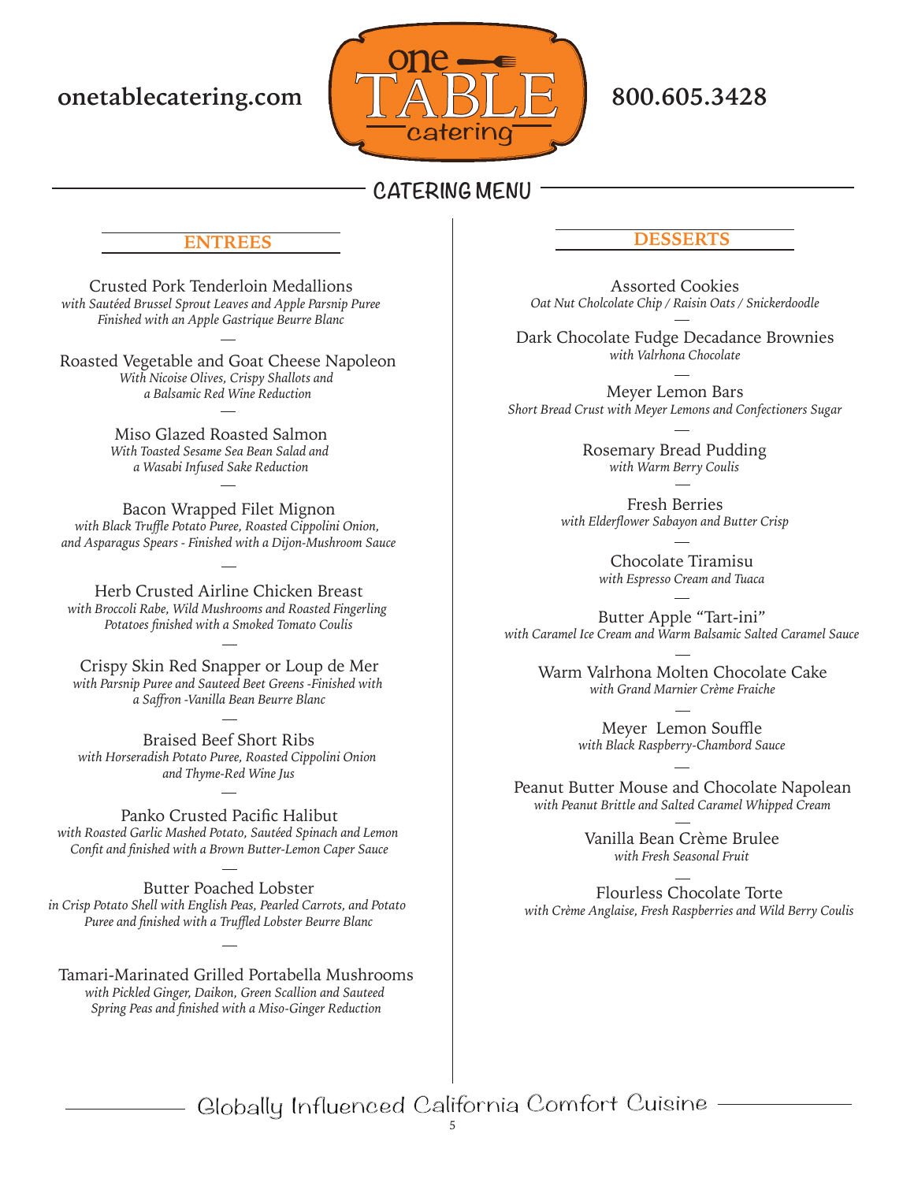onetablecatering.com

one TABLE catering

800.605.3428

# CATERING MENU

## ENTREES

Crusted Pork Tenderloin Medallions
*with Sautéed Brussel Sprout Leaves and Apple Parsnip Puree Finished with an Apple Gastrique Beurre Blanc*

—

Roasted Vegetable and Goat Cheese Napoleon
*With Nicoise Olives, Crispy Shallots and a Balsamic Red Wine Reduction*

—

Miso Glazed Roasted Salmon
*With Toasted Sesame Sea Bean Salad and a Wasabi Infused Sake Reduction*

—

Bacon Wrapped Filet Mignon
*with Black Truffle Potato Puree, Roasted Cippolini Onion, and Asparagus Spears - Finished with a Dijon-Mushroom Sauce*

—

Herb Crusted Airline Chicken Breast
*with Broccoli Rabe, Wild Mushrooms and Roasted Fingerling Potatoes finished with a Smoked Tomato Coulis*

—

Crispy Skin Red Snapper or Loup de Mer
*with Parsnip Puree and Sauteed Beet Greens -Finished with a Saffron -Vanilla Bean Beurre Blanc*

—

Braised Beef Short Ribs
*with Horseradish Potato Puree, Roasted Cippolini Onion and Thyme-Red Wine Jus*

—

Panko Crusted Pacific Halibut
*with Roasted Garlic Mashed Potato, Sautéed Spinach and Lemon Confit and finished with a Brown Butter-Lemon Caper Sauce*

—

Butter Poached Lobster
*in Crisp Potato Shell with English Peas, Pearled Carrots, and Potato Puree and finished with a Truffled Lobster Beurre Blanc*

—

Tamari-Marinated Grilled Portabella Mushrooms
*with Pickled Ginger, Daikon, Green Scallion and Sauteed Spring Peas and finished with a Miso-Ginger Reduction*

## DESSERTS

Assorted Cookies
*Oat Nut Cholcolate Chip / Raisin Oats / Snickerdoodle*

—

Dark Chocolate Fudge Decadance Brownies
*with Valrhona Chocolate*

—

Meyer Lemon Bars
*Short Bread Crust with Meyer Lemons and Confectioners Sugar*

—

Rosemary Bread Pudding
*with Warm Berry Coulis*

—

Fresh Berries
*with Elderflower Sabayon and Butter Crisp*

—

Chocolate Tiramisu
*with Espresso Cream and Tuaca*

—

Butter Apple "Tart-ini"
*with Caramel Ice Cream and Warm Balsamic Salted Caramel Sauce*

—

Warm Valrhona Molten Chocolate Cake
*with Grand Marnier Crème Fraiche*

—

Meyer Lemon Souffle
*with Black Raspberry-Chambord Sauce*

—

Peanut Butter Mouse and Chocolate Napolean
*with Peanut Brittle and Salted Caramel Whipped Cream*

—

Vanilla Bean Crème Brulee
*with Fresh Seasonal Fruit*

—

Flourless Chocolate Torte
*with Crème Anglaise, Fresh Raspberries and Wild Berry Coulis*

Globally Influenced California Comfort Cuisine